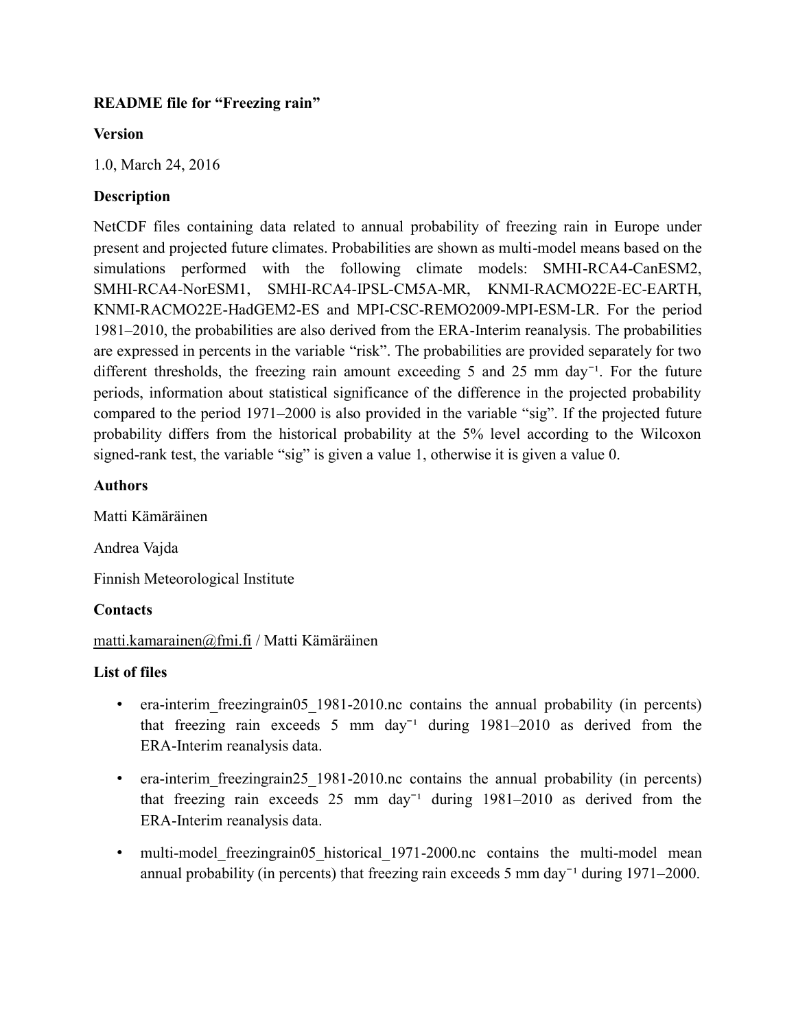**README file for "Freezing rain"**

**Version**

1.0, March 24, 2016

**Description**

NetCDF files containing data related to annual probability of freezing rain in Europe under present and projected future climates. Probabilities are shown as multi-model means based on the simulations performed with the following climate models: SMHI-RCA4-CanESM2, SMHI-RCA4-NorESM1, SMHI-RCA4-IPSL-CM5A-MR, KNMI-RACMO22E-EC-EARTH, KNMI-RACMO22E-HadGEM2-ES and MPI-CSC-REMO2009-MPI-ESM-LR. For the period 1981–2010, the probabilities are also derived from the ERA-Interim reanalysis. The probabilities are expressed in percents in the variable "risk". The probabilities are provided separately for two different thresholds, the freezing rain amount exceeding 5 and 25 mm day$^{-1}$. For the future periods, information about statistical significance of the difference in the projected probability compared to the period 1971–2000 is also provided in the variable "sig". If the projected future probability differs from the historical probability at the 5% level according to the Wilcoxon signed-rank test, the variable "sig" is given a value 1, otherwise it is given a value 0.

**Authors**

Matti Kämäräinen

Andrea Vajda

Finnish Meteorological Institute

**Contacts**

matti.kamarainen@fmi.fi / Matti Kämäräinen

**List of files**

- era-interim_freezingrain05_1981-2010.nc contains the annual probability (in percents) that freezing rain exceeds 5 mm day$^{-1}$ during 1981–2010 as derived from the ERA-Interim reanalysis data.
- era-interim_freezingrain25_1981-2010.nc contains the annual probability (in percents) that freezing rain exceeds 25 mm day$^{-1}$ during 1981–2010 as derived from the ERA-Interim reanalysis data.
- multi-model_freezingrain05_historical_1971-2000.nc contains the multi-model mean annual probability (in percents) that freezing rain exceeds 5 mm day$^{-1}$ during 1971–2000.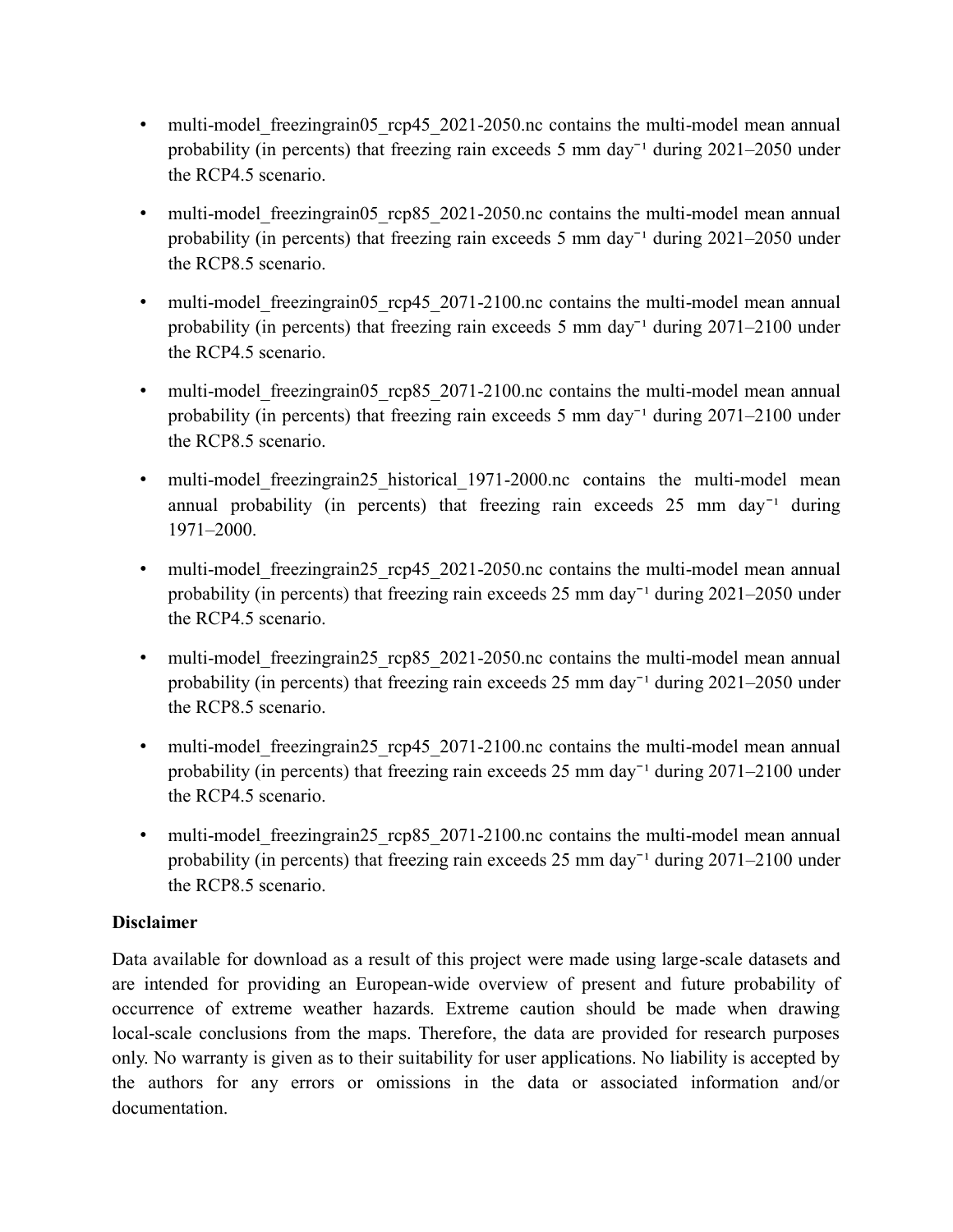- multi-model_freezingrain05_rcp45_2021-2050.nc contains the multi-model mean annual probability (in percents) that freezing rain exceeds 5 mm day$^{-1}$ during 2021–2050 under the RCP4.5 scenario.
- multi-model_freezingrain05_rcp85_2021-2050.nc contains the multi-model mean annual probability (in percents) that freezing rain exceeds 5 mm day$^{-1}$ during 2021–2050 under the RCP8.5 scenario.
- multi-model_freezingrain05_rcp45_2071-2100.nc contains the multi-model mean annual probability (in percents) that freezing rain exceeds 5 mm day$^{-1}$ during 2071–2100 under the RCP4.5 scenario.
- multi-model_freezingrain05_rcp85_2071-2100.nc contains the multi-model mean annual probability (in percents) that freezing rain exceeds 5 mm day$^{-1}$ during 2071–2100 under the RCP8.5 scenario.
- multi-model_freezingrain25_historical_1971-2000.nc contains the multi-model mean annual probability (in percents) that freezing rain exceeds 25 mm day$^{-1}$ during 1971–2000.
- multi-model_freezingrain25_rcp45_2021-2050.nc contains the multi-model mean annual probability (in percents) that freezing rain exceeds 25 mm day$^{-1}$ during 2021–2050 under the RCP4.5 scenario.
- multi-model_freezingrain25_rcp85_2021-2050.nc contains the multi-model mean annual probability (in percents) that freezing rain exceeds 25 mm day$^{-1}$ during 2021–2050 under the RCP8.5 scenario.
- multi-model_freezingrain25_rcp45_2071-2100.nc contains the multi-model mean annual probability (in percents) that freezing rain exceeds 25 mm day$^{-1}$ during 2071–2100 under the RCP4.5 scenario.
- multi-model_freezingrain25_rcp85_2071-2100.nc contains the multi-model mean annual probability (in percents) that freezing rain exceeds 25 mm day$^{-1}$ during 2071–2100 under the RCP8.5 scenario.

**Disclaimer**

Data available for download as a result of this project were made using large-scale datasets and are intended for providing an European-wide overview of present and future probability of occurrence of extreme weather hazards. Extreme caution should be made when drawing local-scale conclusions from the maps. Therefore, the data are provided for research purposes only. No warranty is given as to their suitability for user applications. No liability is accepted by the authors for any errors or omissions in the data or associated information and/or documentation.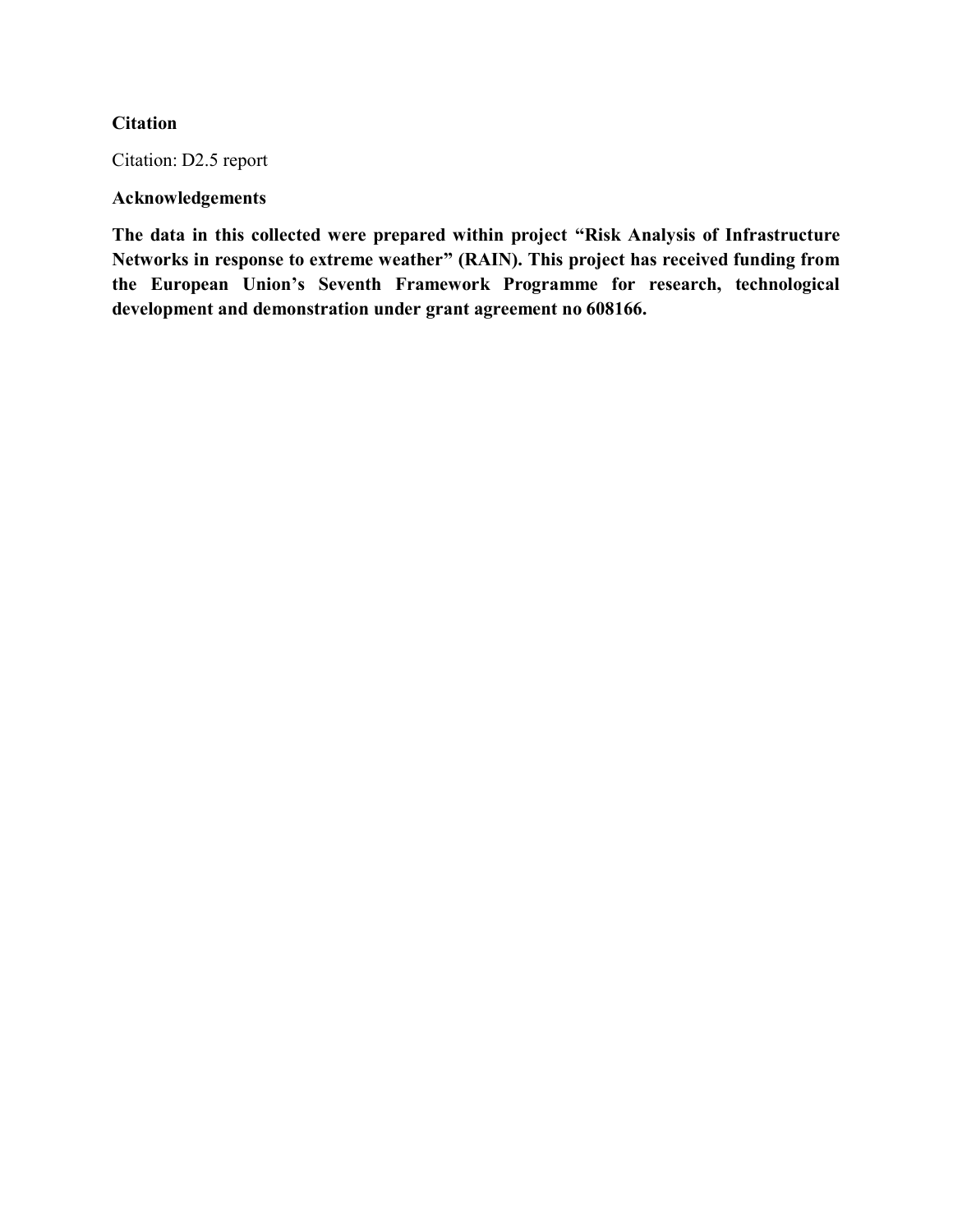**Citation**

Citation: D2.5 report

**Acknowledgements**

**The data in this collected were prepared within project "Risk Analysis of Infrastructure Networks in response to extreme weather" (RAIN). This project has received funding from the European Union's Seventh Framework Programme for research, technological development and demonstration under grant agreement no 608166.**